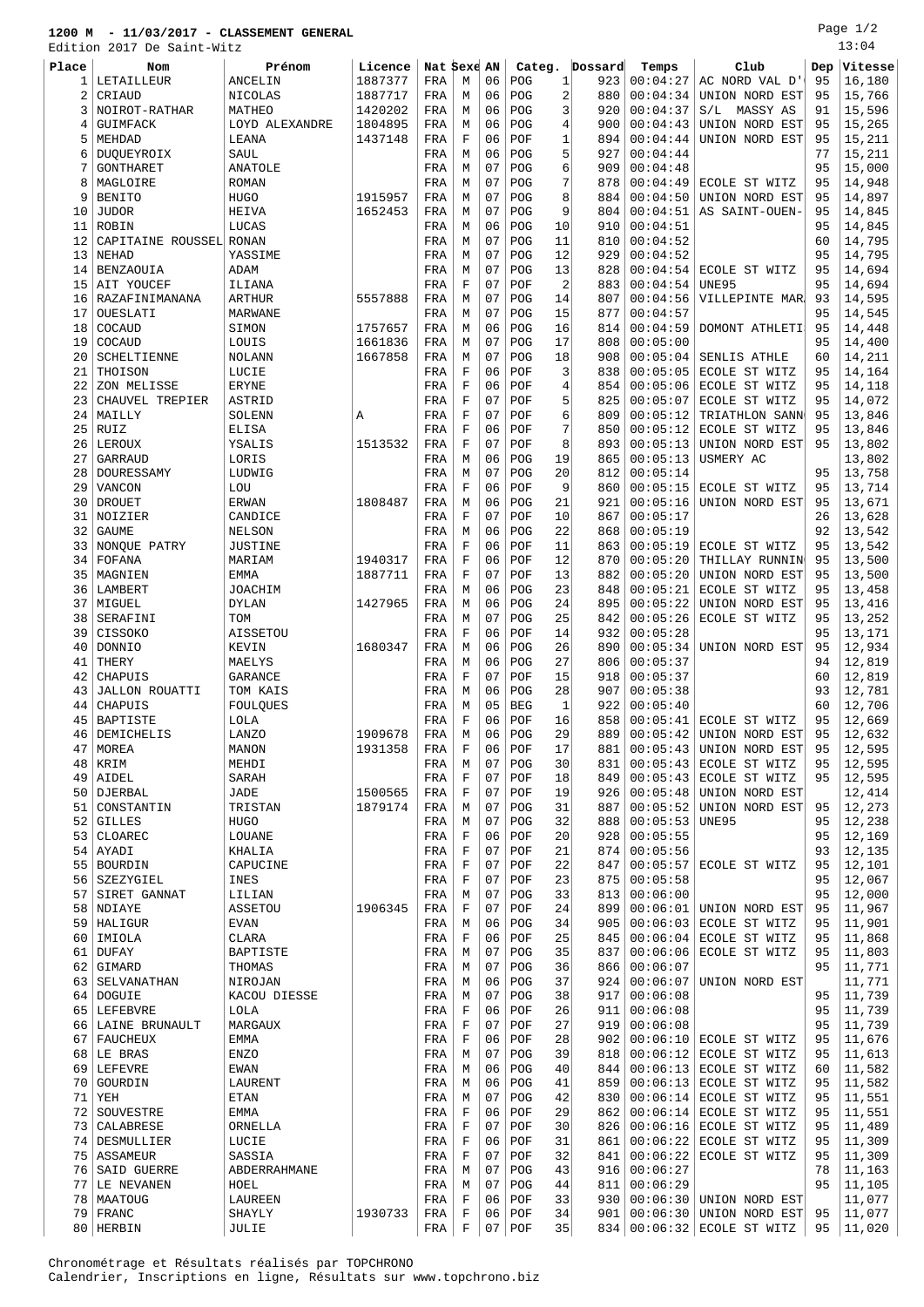# 1200 M - 11/03/2017 - CLASSEMENT GENERAL

Edition 2017 De Saint-Witz

13:04

| Place | Nom | Prénom | Licence | Nat | Sexe | AN | Categ. | | Dossard | Temps | Club | Dep | Vitesse |
|---|---|---|---|---|---|---|---|---|---|---|---|---|---|
| 1 | LETAILLEUR | ANCELIN | 1887377 | FRA | M | 06 | POG | 1 | 923 | 00:04:27 | AC NORD VAL D' | 95 | 16,180 |
| 2 | CRIAUD | NICOLAS | 1887717 | FRA | M | 06 | POG | 2 | 880 | 00:04:34 | UNION NORD EST | 95 | 15,766 |
| 3 | NOIROT-RATHAR | MATHEO | 1420202 | FRA | M | 06 | POG | 3 | 920 | 00:04:37 | S/L MASSY AS | 91 | 15,596 |
| 4 | GUIMFACK | LOYD ALEXANDRE | 1804895 | FRA | M | 06 | POG | 4 | 900 | 00:04:43 | UNION NORD EST | 95 | 15,265 |
| 5 | MEHDAD | LEANA | 1437148 | FRA | F | 06 | POF | 1 | 894 | 00:04:44 | UNION NORD EST | 95 | 15,211 |
| 6 | DUQUEYROIX | SAUL | | FRA | M | 06 | POG | 5 | 927 | 00:04:44 | | 77 | 15,211 |
| 7 | GONTHARET | ANATOLE | | FRA | M | 07 | POG | 6 | 909 | 00:04:48 | | 95 | 15,000 |
| 8 | MAGLOIRE | ROMAN | | FRA | M | 07 | POG | 7 | 878 | 00:04:49 | ECOLE ST WITZ | 95 | 14,948 |
| 9 | BENITO | HUGO | 1915957 | FRA | M | 07 | POG | 8 | 884 | 00:04:50 | UNION NORD EST | 95 | 14,897 |
| 10 | JUDOR | HEIVA | 1652453 | FRA | M | 07 | POG | 9 | 804 | 00:04:51 | AS SAINT-OUEN- | 95 | 14,845 |
| 11 | ROBIN | LUCAS | | FRA | M | 06 | POG | 10 | 910 | 00:04:51 | | 95 | 14,845 |
| 12 | CAPITAINE ROUSSEL | RONAN | | FRA | M | 07 | POG | 11 | 810 | 00:04:52 | | 60 | 14,795 |
| 13 | NEHAD | YASSIME | | FRA | M | 07 | POG | 12 | 929 | 00:04:52 | | 95 | 14,795 |
| 14 | BENZAOUIA | ADAM | | FRA | M | 07 | POG | 13 | 828 | 00:04:54 | ECOLE ST WITZ | 95 | 14,694 |
| 15 | AIT YOUCEF | ILIANA | | FRA | F | 07 | POF | 2 | 883 | 00:04:54 | UNE95 | 95 | 14,694 |
| 16 | RAZAFINIMANANA | ARTHUR | 5557888 | FRA | M | 07 | POG | 14 | 807 | 00:04:56 | VILLEPINTE MAR | 93 | 14,595 |
| 17 | OUESLATI | MARWANE | | FRA | M | 07 | POG | 15 | 877 | 00:04:57 | | 95 | 14,545 |
| 18 | COCAUD | SIMON | 1757657 | FRA | M | 06 | POG | 16 | 814 | 00:04:59 | DOMONT ATHLETI | 95 | 14,448 |
| 19 | COCAUD | LOUIS | 1661836 | FRA | M | 07 | POG | 17 | 808 | 00:05:00 | | 95 | 14,400 |
| 20 | SCHELTIENNE | NOLANN | 1667858 | FRA | M | 07 | POG | 18 | 908 | 00:05:04 | SENLIS ATHLE | 60 | 14,211 |
| 21 | THOISON | LUCIE | | FRA | F | 06 | POF | 3 | 838 | 00:05:05 | ECOLE ST WITZ | 95 | 14,164 |
| 22 | ZON MELISSE | ERYNE | | FRA | F | 06 | POF | 4 | 854 | 00:05:06 | ECOLE ST WITZ | 95 | 14,118 |
| 23 | CHAUVEL TREPIER | ASTRID | | FRA | F | 07 | POF | 5 | 825 | 00:05:07 | ECOLE ST WITZ | 95 | 14,072 |
| 24 | MAILLY | SOLENN | A | FRA | F | 07 | POF | 6 | 809 | 00:05:12 | TRIATHLON SANN | 95 | 13,846 |
| 25 | RUIZ | ELISA | | FRA | F | 06 | POF | 7 | 850 | 00:05:12 | ECOLE ST WITZ | 95 | 13,846 |
| 26 | LEROUX | YSALIS | 1513532 | FRA | F | 07 | POF | 8 | 893 | 00:05:13 | UNION NORD EST | 95 | 13,802 |
| 27 | GARRAUD | LORIS | | FRA | M | 06 | POG | 19 | 865 | 00:05:13 | USMERY AC | | 13,802 |
| 28 | DOURESSAMY | LUDWIG | | FRA | M | 07 | POG | 20 | 812 | 00:05:14 | | 95 | 13,758 |
| 29 | VANCON | LOU | | FRA | F | 06 | POF | 9 | 860 | 00:05:15 | ECOLE ST WITZ | 95 | 13,714 |
| 30 | DROUET | ERWAN | 1808487 | FRA | M | 06 | POG | 21 | 921 | 00:05:16 | UNION NORD EST | 95 | 13,671 |
| 31 | NOIZIER | CANDICE | | FRA | F | 07 | POF | 10 | 867 | 00:05:17 | | 26 | 13,628 |
| 32 | GAUME | NELSON | | FRA | M | 06 | POG | 22 | 868 | 00:05:19 | | 92 | 13,542 |
| 33 | NONQUE PATRY | JUSTINE | | FRA | F | 06 | POF | 11 | 863 | 00:05:19 | ECOLE ST WITZ | 95 | 13,542 |
| 34 | FOFANA | MARIAM | 1940317 | FRA | F | 06 | POF | 12 | 870 | 00:05:20 | THILLAY RUNNIN | 95 | 13,500 |
| 35 | MAGNIEN | EMMA | 1887711 | FRA | F | 07 | POF | 13 | 882 | 00:05:20 | UNION NORD EST | 95 | 13,500 |
| 36 | LAMBERT | JOACHIM | | FRA | M | 06 | POG | 23 | 848 | 00:05:21 | ECOLE ST WITZ | 95 | 13,458 |
| 37 | MIGUEL | DYLAN | 1427965 | FRA | M | 06 | POG | 24 | 895 | 00:05:22 | UNION NORD EST | 95 | 13,416 |
| 38 | SERAFINI | TOM | | FRA | M | 07 | POG | 25 | 842 | 00:05:26 | ECOLE ST WITZ | 95 | 13,252 |
| 39 | CISSOKO | AISSETOU | | FRA | F | 06 | POF | 14 | 932 | 00:05:28 | | 95 | 13,171 |
| 40 | DONNIO | KEVIN | 1680347 | FRA | M | 06 | POG | 26 | 890 | 00:05:34 | UNION NORD EST | 95 | 12,934 |
| 41 | THERY | MAELYS | | FRA | M | 06 | POG | 27 | 806 | 00:05:37 | | 94 | 12,819 |
| 42 | CHAPUIS | GARANCE | | FRA | F | 07 | POF | 15 | 918 | 00:05:37 | | 60 | 12,819 |
| 43 | JALLON ROUATTI | TOM KAIS | | FRA | M | 06 | POG | 28 | 907 | 00:05:38 | | 93 | 12,781 |
| 44 | CHAPUIS | FOULQUES | | FRA | M | 05 | BEG | 1 | 922 | 00:05:40 | | 60 | 12,706 |
| 45 | BAPTISTE | LOLA | | FRA | F | 06 | POF | 16 | 858 | 00:05:41 | ECOLE ST WITZ | 95 | 12,669 |
| 46 | DEMICHELIS | LANZO | 1909678 | FRA | M | 06 | POG | 29 | 889 | 00:05:42 | UNION NORD EST | 95 | 12,632 |
| 47 | MOREA | MANON | 1931358 | FRA | F | 06 | POF | 17 | 881 | 00:05:43 | UNION NORD EST | 95 | 12,595 |
| 48 | KRIM | MEHDI | | FRA | M | 07 | POG | 30 | 831 | 00:05:43 | ECOLE ST WITZ | 95 | 12,595 |
| 49 | AIDEL | SARAH | | FRA | F | 07 | POF | 18 | 849 | 00:05:43 | ECOLE ST WITZ | 95 | 12,595 |
| 50 | DJERBAL | JADE | 1500565 | FRA | F | 07 | POF | 19 | 926 | 00:05:48 | UNION NORD EST | | 12,414 |
| 51 | CONSTANTIN | TRISTAN | 1879174 | FRA | M | 07 | POG | 31 | 887 | 00:05:52 | UNION NORD EST | 95 | 12,273 |
| 52 | GILLES | HUGO | | FRA | M | 07 | POG | 32 | 888 | 00:05:53 | UNE95 | 95 | 12,238 |
| 53 | CLOAREC | LOUANE | | FRA | F | 06 | POF | 20 | 928 | 00:05:55 | | 95 | 12,169 |
| 54 | AYADI | KHALIA | | FRA | F | 07 | POF | 21 | 874 | 00:05:56 | | 93 | 12,135 |
| 55 | BOURDIN | CAPUCINE | | FRA | F | 07 | POF | 22 | 847 | 00:05:57 | ECOLE ST WITZ | 95 | 12,101 |
| 56 | SZEZYGIEL | INES | | FRA | F | 07 | POF | 23 | 875 | 00:05:58 | | 95 | 12,067 |
| 57 | SIRET GANNAT | LILIAN | | FRA | M | 07 | POG | 33 | 813 | 00:06:00 | | 95 | 12,000 |
| 58 | NDIAYE | ASSETOU | 1906345 | FRA | F | 07 | POF | 24 | 899 | 00:06:01 | UNION NORD EST | 95 | 11,967 |
| 59 | HALIGUR | EVAN | | FRA | M | 06 | POG | 34 | 905 | 00:06:03 | ECOLE ST WITZ | 95 | 11,901 |
| 60 | IMIOLA | CLARA | | FRA | F | 06 | POF | 25 | 845 | 00:06:04 | ECOLE ST WITZ | 95 | 11,868 |
| 61 | DUFAY | BAPTISTE | | FRA | M | 07 | POG | 35 | 837 | 00:06:06 | ECOLE ST WITZ | 95 | 11,803 |
| 62 | GIMARD | THOMAS | | FRA | M | 07 | POG | 36 | 866 | 00:06:07 | | 95 | 11,771 |
| 63 | SELVANATHAN | NIROJAN | | FRA | M | 06 | POG | 37 | 924 | 00:06:07 | UNION NORD EST | | 11,771 |
| 64 | DOGUIE | KACOU DIESSE | | FRA | M | 07 | POG | 38 | 917 | 00:06:08 | | 95 | 11,739 |
| 65 | LEFEBVRE | LOLA | | FRA | F | 06 | POF | 26 | 911 | 00:06:08 | | 95 | 11,739 |
| 66 | LAINE BRUNAULT | MARGAUX | | FRA | F | 07 | POF | 27 | 919 | 00:06:08 | | 95 | 11,739 |
| 67 | FAUCHEUX | EMMA | | FRA | F | 06 | POF | 28 | 902 | 00:06:10 | ECOLE ST WITZ | 95 | 11,676 |
| 68 | LE BRAS | ENZO | | FRA | M | 07 | POG | 39 | 818 | 00:06:12 | ECOLE ST WITZ | 95 | 11,613 |
| 69 | LEFEVRE | EWAN | | FRA | M | 06 | POG | 40 | 844 | 00:06:13 | ECOLE ST WITZ | 60 | 11,582 |
| 70 | GOURDIN | LAURENT | | FRA | M | 06 | POG | 41 | 859 | 00:06:13 | ECOLE ST WITZ | 95 | 11,582 |
| 71 | YEH | ETAN | | FRA | M | 07 | POG | 42 | 830 | 00:06:14 | ECOLE ST WITZ | 95 | 11,551 |
| 72 | SOUVESTRE | EMMA | | FRA | F | 06 | POF | 29 | 862 | 00:06:14 | ECOLE ST WITZ | 95 | 11,551 |
| 73 | CALABRESE | ORNELLA | | FRA | F | 07 | POF | 30 | 826 | 00:06:16 | ECOLE ST WITZ | 95 | 11,489 |
| 74 | DESMULLIER | LUCIE | | FRA | F | 06 | POF | 31 | 861 | 00:06:22 | ECOLE ST WITZ | 95 | 11,309 |
| 75 | ASSAMEUR | SASSIA | | FRA | F | 07 | POF | 32 | 841 | 00:06:22 | ECOLE ST WITZ | 95 | 11,309 |
| 76 | SAID GUERRE | ABDERRAHMANE | | FRA | M | 07 | POG | 43 | 916 | 00:06:27 | | 78 | 11,163 |
| 77 | LE NEVANEN | HOEL | | FRA | M | 07 | POG | 44 | 811 | 00:06:29 | | 95 | 11,105 |
| 78 | MAATOUG | LAUREEN | | FRA | F | 06 | POF | 33 | 930 | 00:06:30 | UNION NORD EST | | 11,077 |
| 79 | FRANC | SHAYLY | 1930733 | FRA | F | 06 | POF | 34 | 901 | 00:06:30 | UNION NORD EST | 95 | 11,077 |
| 80 | HERBIN | JULIE | | FRA | F | 07 | POF | 35 | 834 | 00:06:32 | ECOLE ST WITZ | 95 | 11,020 |

Chronométrage et Résultats réalisés par TOPCHRONO
Calendrier, Inscriptions en ligne, Résultats sur www.topchrono.biz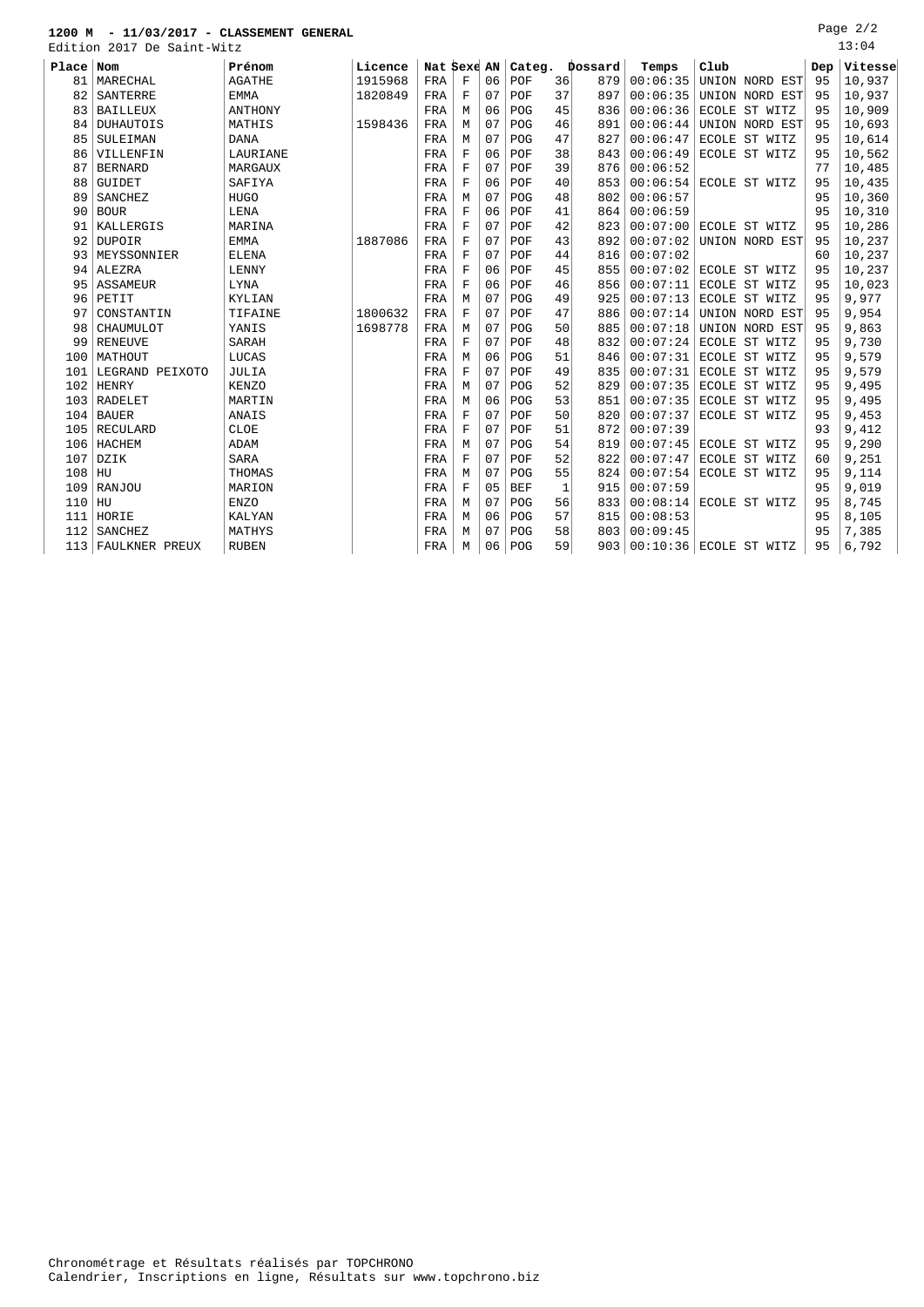**1200 M - 11/03/2017 - CLASSEMENT GENERAL**

Edition 2017 De Saint-Witz

13:04

| Place | Nom | Prénom | Licence | Nat | Sexe | AN | Categ. | | Dossard | Temps | Club | Dep | Vitesse |
|---|---|---|---|---|---|---|---|---|---|---|---|---|---|
| 81 | MARECHAL | AGATHE | 1915968 | FRA | F | 06 | POF | 36 | 879 | 00:06:35 | UNION NORD EST | 95 | 10,937 |
| 82 | SANTERRE | EMMA | 1820849 | FRA | F | 07 | POF | 37 | 897 | 00:06:35 | UNION NORD EST | 95 | 10,937 |
| 83 | BAILLEUX | ANTHONY | | FRA | M | 06 | POG | 45 | 836 | 00:06:36 | ECOLE ST WITZ | 95 | 10,909 |
| 84 | DUHAUTOIS | MATHIS | 1598436 | FRA | M | 07 | POG | 46 | 891 | 00:06:44 | UNION NORD EST | 95 | 10,693 |
| 85 | SULEIMAN | DANA | | FRA | M | 07 | POG | 47 | 827 | 00:06:47 | ECOLE ST WITZ | 95 | 10,614 |
| 86 | VILLENFIN | LAURIANE | | FRA | F | 06 | POF | 38 | 843 | 00:06:49 | ECOLE ST WITZ | 95 | 10,562 |
| 87 | BERNARD | MARGAUX | | FRA | F | 07 | POF | 39 | 876 | 00:06:52 | | 77 | 10,485 |
| 88 | GUIDET | SAFIYA | | FRA | F | 06 | POF | 40 | 853 | 00:06:54 | ECOLE ST WITZ | 95 | 10,435 |
| 89 | SANCHEZ | HUGO | | FRA | M | 07 | POG | 48 | 802 | 00:06:57 | | 95 | 10,360 |
| 90 | BOUR | LENA | | FRA | F | 06 | POF | 41 | 864 | 00:06:59 | | 95 | 10,310 |
| 91 | KALLERGIS | MARINA | | FRA | F | 07 | POF | 42 | 823 | 00:07:00 | ECOLE ST WITZ | 95 | 10,286 |
| 92 | DUPOIR | EMMA | 1887086 | FRA | F | 07 | POF | 43 | 892 | 00:07:02 | UNION NORD EST | 95 | 10,237 |
| 93 | MEYSSONNIER | ELENA | | FRA | F | 07 | POF | 44 | 816 | 00:07:02 | | 60 | 10,237 |
| 94 | ALEZRA | LENNY | | FRA | F | 06 | POF | 45 | 855 | 00:07:02 | ECOLE ST WITZ | 95 | 10,237 |
| 95 | ASSAMEUR | LYNA | | FRA | F | 06 | POF | 46 | 856 | 00:07:11 | ECOLE ST WITZ | 95 | 10,023 |
| 96 | PETIT | KYLIAN | | FRA | M | 07 | POG | 49 | 925 | 00:07:13 | ECOLE ST WITZ | 95 | 9,977 |
| 97 | CONSTANTIN | TIFAINE | 1800632 | FRA | F | 07 | POF | 47 | 886 | 00:07:14 | UNION NORD EST | 95 | 9,954 |
| 98 | CHAUMULOT | YANIS | 1698778 | FRA | M | 07 | POG | 50 | 885 | 00:07:18 | UNION NORD EST | 95 | 9,863 |
| 99 | RENEUVE | SARAH | | FRA | F | 07 | POF | 48 | 832 | 00:07:24 | ECOLE ST WITZ | 95 | 9,730 |
| 100 | MATHOUT | LUCAS | | FRA | M | 06 | POG | 51 | 846 | 00:07:31 | ECOLE ST WITZ | 95 | 9,579 |
| 101 | LEGRAND PEIXOTO | JULIA | | FRA | F | 07 | POF | 49 | 835 | 00:07:31 | ECOLE ST WITZ | 95 | 9,579 |
| 102 | HENRY | KENZO | | FRA | M | 07 | POG | 52 | 829 | 00:07:35 | ECOLE ST WITZ | 95 | 9,495 |
| 103 | RADELET | MARTIN | | FRA | M | 06 | POG | 53 | 851 | 00:07:35 | ECOLE ST WITZ | 95 | 9,495 |
| 104 | BAUER | ANAIS | | FRA | F | 07 | POF | 50 | 820 | 00:07:37 | ECOLE ST WITZ | 95 | 9,453 |
| 105 | RECULARD | CLOE | | FRA | F | 07 | POF | 51 | 872 | 00:07:39 | | 93 | 9,412 |
| 106 | HACHEM | ADAM | | FRA | M | 07 | POG | 54 | 819 | 00:07:45 | ECOLE ST WITZ | 95 | 9,290 |
| 107 | DZIK | SARA | | FRA | F | 07 | POF | 52 | 822 | 00:07:47 | ECOLE ST WITZ | 60 | 9,251 |
| 108 | HU | THOMAS | | FRA | M | 07 | POG | 55 | 824 | 00:07:54 | ECOLE ST WITZ | 95 | 9,114 |
| 109 | RANJOU | MARION | | FRA | F | 05 | BEF | 1 | 915 | 00:07:59 | | 95 | 9,019 |
| 110 | HU | ENZO | | FRA | M | 07 | POG | 56 | 833 | 00:08:14 | ECOLE ST WITZ | 95 | 8,745 |
| 111 | HORIE | KALYAN | | FRA | M | 06 | POG | 57 | 815 | 00:08:53 | | 95 | 8,105 |
| 112 | SANCHEZ | MATHYS | | FRA | M | 07 | POG | 58 | 803 | 00:09:45 | | 95 | 7,385 |
| 113 | FAULKNER PREUX | RUBEN | | FRA | M | 06 | POG | 59 | 903 | 00:10:36 | ECOLE ST WITZ | 95 | 6,792 |

Chronométrage et Résultats réalisés par TOPCHRONO
Calendrier, Inscriptions en ligne, Résultats sur www.topchrono.biz